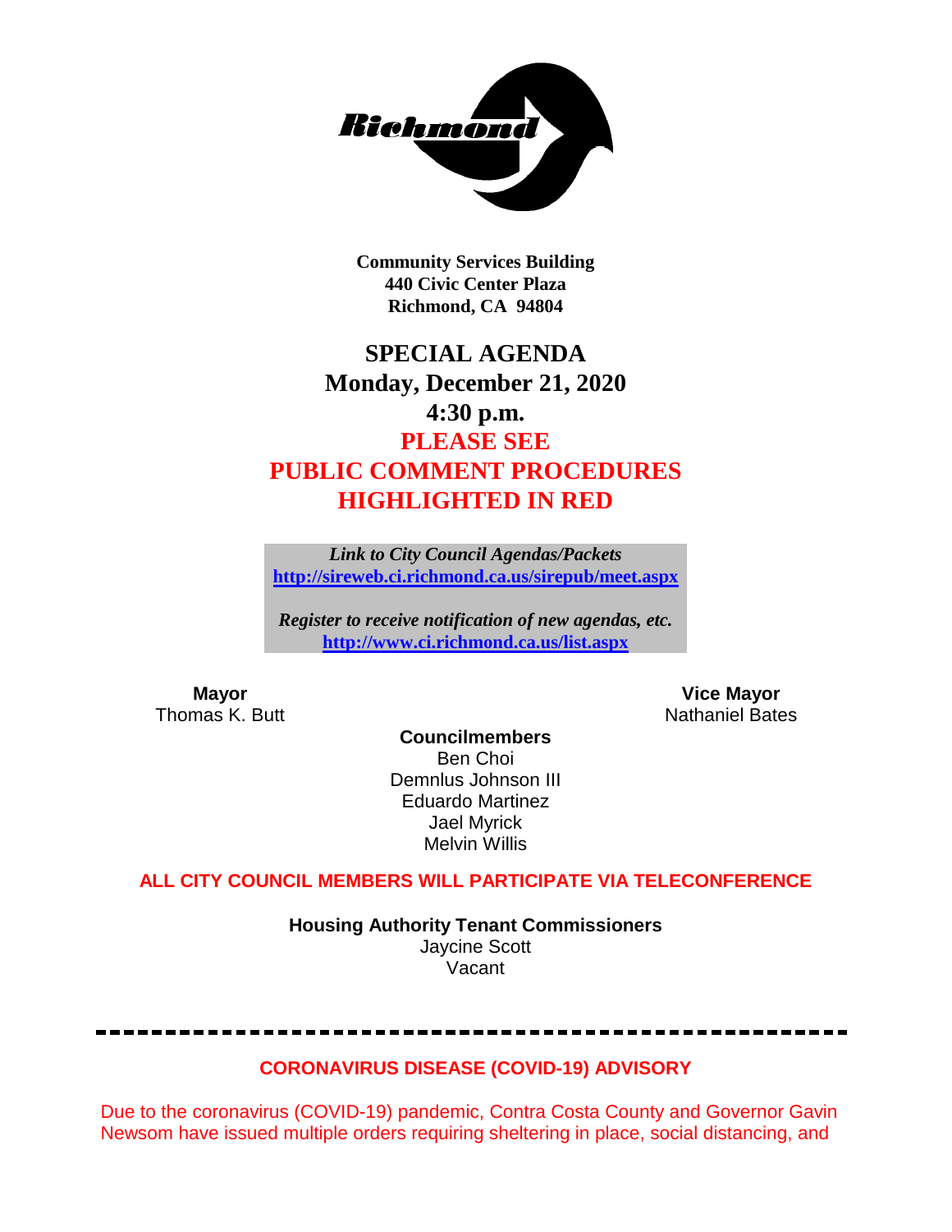Richmond

**Community Services Building**
**440 Civic Center Plaza**
**Richmond, CA 94804**

# SPECIAL AGENDA
## Monday, December 21, 2020
## 4:30 p.m.
## PLEASE SEE PUBLIC COMMENT PROCEDURES HIGHLIGHTED IN RED

***Link to City Council Agendas/Packets***
**http://sireweb.ci.richmond.ca.us/sirepub/meet.aspx**

***Register to receive notification of new agendas, etc.***
**http://www.ci.richmond.ca.us/list.aspx**

**Mayor**
Thomas K. Butt

**Vice Mayor**
Nathaniel Bates

**Councilmembers**
Ben Choi
Demnlus Johnson III
Eduardo Martinez
Jael Myrick
Melvin Willis

**ALL CITY COUNCIL MEMBERS WILL PARTICIPATE VIA TELECONFERENCE**

**Housing Authority Tenant Commissioners**
Jaycine Scott
Vacant

---

**CORONAVIRUS DISEASE (COVID-19) ADVISORY**

Due to the coronavirus (COVID-19) pandemic, Contra Costa County and Governor Gavin Newsom have issued multiple orders requiring sheltering in place, social distancing, and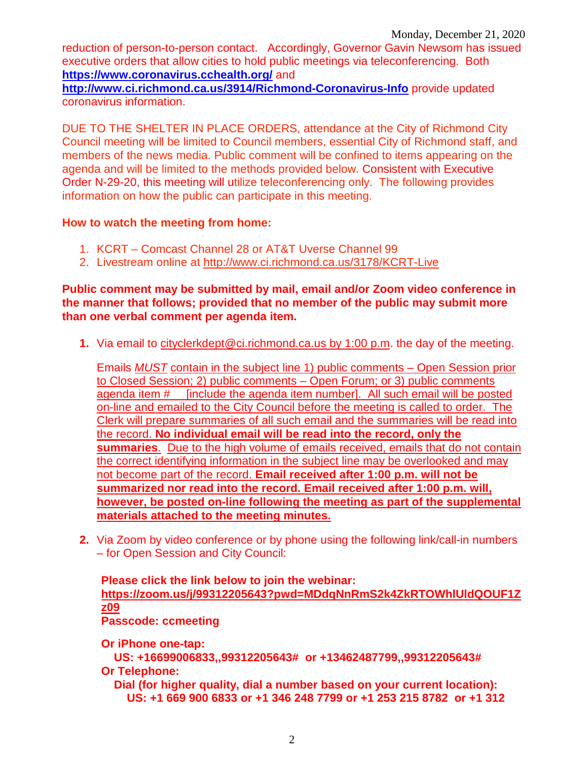reduction of person-to-person contact. Accordingly, Governor Gavin Newsom has issued executive orders that allow cities to hold public meetings via teleconferencing. Both **https://www.coronavirus.cchealth.org/** and **http://www.ci.richmond.ca.us/3914/Richmond-Coronavirus-Info** provide updated coronavirus information.

DUE TO THE SHELTER IN PLACE ORDERS, attendance at the City of Richmond City Council meeting will be limited to Council members, essential City of Richmond staff, and members of the news media. Public comment will be confined to items appearing on the agenda and will be limited to the methods provided below. Consistent with Executive Order N-29-20, this meeting will utilize teleconferencing only. The following provides information on how the public can participate in this meeting.

**How to watch the meeting from home:**

1. KCRT – Comcast Channel 28 or AT&T Uverse Channel 99
2. Livestream online at http://www.ci.richmond.ca.us/3178/KCRT-Live

**Public comment may be submitted by mail, email and/or Zoom video conference in the manner that follows; provided that no member of the public may submit more than one verbal comment per agenda item.**

1. Via email to cityclerkdept@ci.richmond.ca.us by 1:00 p.m. the day of the meeting.

   Emails *MUST* contain in the subject line 1) public comments – Open Session prior to Closed Session; 2) public comments – Open Forum; or 3) public comments agenda item # [include the agenda item number]. All such email will be posted on-line and emailed to the City Council before the meeting is called to order. The Clerk will prepare summaries of all such email and the summaries will be read into the record. **No individual email will be read into the record, only the summaries**. Due to the high volume of emails received, emails that do not contain the correct identifying information in the subject line may be overlooked and may not become part of the record. **Email received after 1:00 p.m. will not be summarized nor read into the record. Email received after 1:00 p.m. will, however, be posted on-line following the meeting as part of the supplemental materials attached to the meeting minutes.**

2. Via Zoom by video conference or by phone using the following link/call-in numbers – for Open Session and City Council:

   **Please click the link below to join the webinar:**
   **https://zoom.us/j/99312205643?pwd=MDdqNnRmS2k4ZkRTOWhlUldQOUF1Zz09**
   **Passcode: ccmeeting**

   **Or iPhone one-tap:**
   **US: +16699006833,,99312205643# or +13462487799,,99312205643#**
   **Or Telephone:**
   **Dial (for higher quality, dial a number based on your current location):**
   **US: +1 669 900 6833 or +1 346 248 7799 or +1 253 215 8782 or +1 312**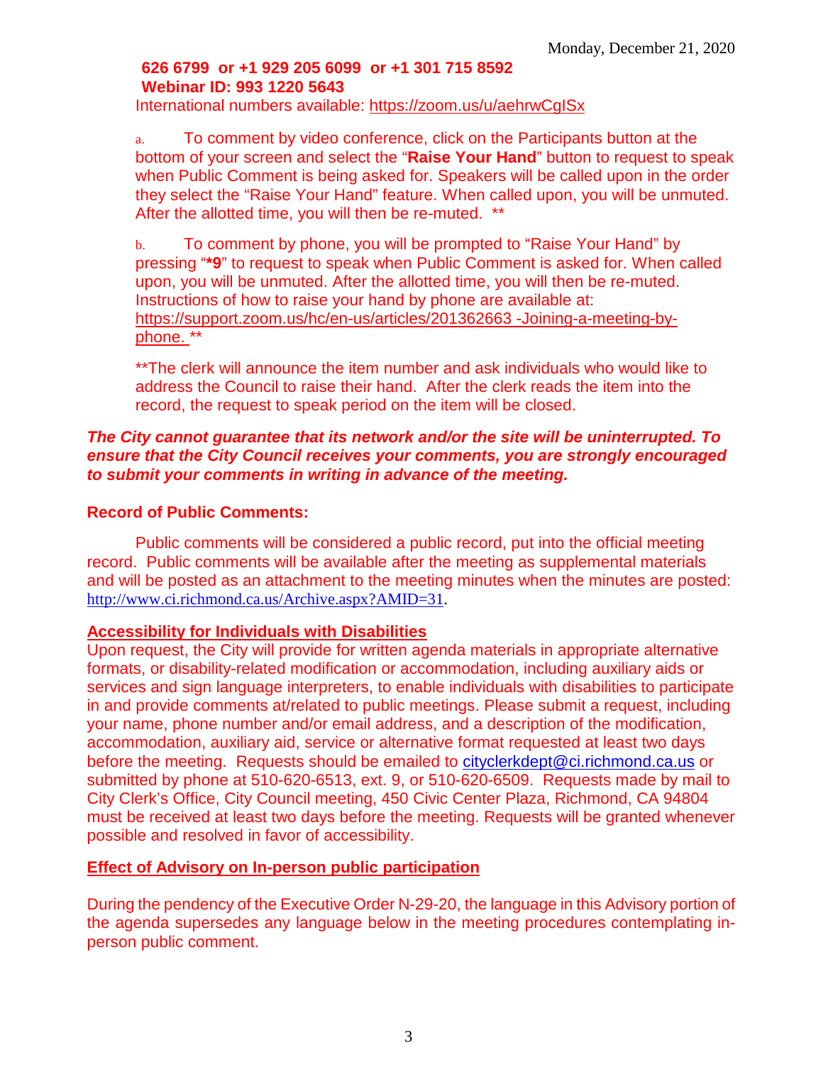**626 6799 or +1 929 205 6099 or +1 301 715 8592**
**Webinar ID: 993 1220 5643**
International numbers available: https://zoom.us/u/aehrwCgISx

a. To comment by video conference, click on the Participants button at the bottom of your screen and select the "**Raise Your Hand**" button to request to speak when Public Comment is being asked for. Speakers will be called upon in the order they select the "Raise Your Hand" feature. When called upon, you will be unmuted. After the allotted time, you will then be re-muted. **

b. To comment by phone, you will be prompted to "Raise Your Hand" by pressing "***9**" to request to speak when Public Comment is asked for. When called upon, you will be unmuted. After the allotted time, you will then be re-muted. Instructions of how to raise your hand by phone are available at: https://support.zoom.us/hc/en-us/articles/201362663 -Joining-a-meeting-by-phone. **

**The clerk will announce the item number and ask individuals who would like to address the Council to raise their hand. After the clerk reads the item into the record, the request to speak period on the item will be closed.

***The City cannot guarantee that its network and/or the site will be uninterrupted. To ensure that the City Council receives your comments, you are strongly encouraged to submit your comments in writing in advance of the meeting.***

**Record of Public Comments:**

Public comments will be considered a public record, put into the official meeting record. Public comments will be available after the meeting as supplemental materials and will be posted as an attachment to the meeting minutes when the minutes are posted: http://www.ci.richmond.ca.us/Archive.aspx?AMID=31.

**Accessibility for Individuals with Disabilities**

Upon request, the City will provide for written agenda materials in appropriate alternative formats, or disability-related modification or accommodation, including auxiliary aids or services and sign language interpreters, to enable individuals with disabilities to participate in and provide comments at/related to public meetings. Please submit a request, including your name, phone number and/or email address, and a description of the modification, accommodation, auxiliary aid, service or alternative format requested at least two days before the meeting. Requests should be emailed to cityclerkdept@ci.richmond.ca.us or submitted by phone at 510-620-6513, ext. 9, or 510-620-6509. Requests made by mail to City Clerk's Office, City Council meeting, 450 Civic Center Plaza, Richmond, CA 94804 must be received at least two days before the meeting. Requests will be granted whenever possible and resolved in favor of accessibility.

**Effect of Advisory on In-person public participation**

During the pendency of the Executive Order N-29-20, the language in this Advisory portion of the agenda supersedes any language below in the meeting procedures contemplating in-person public comment.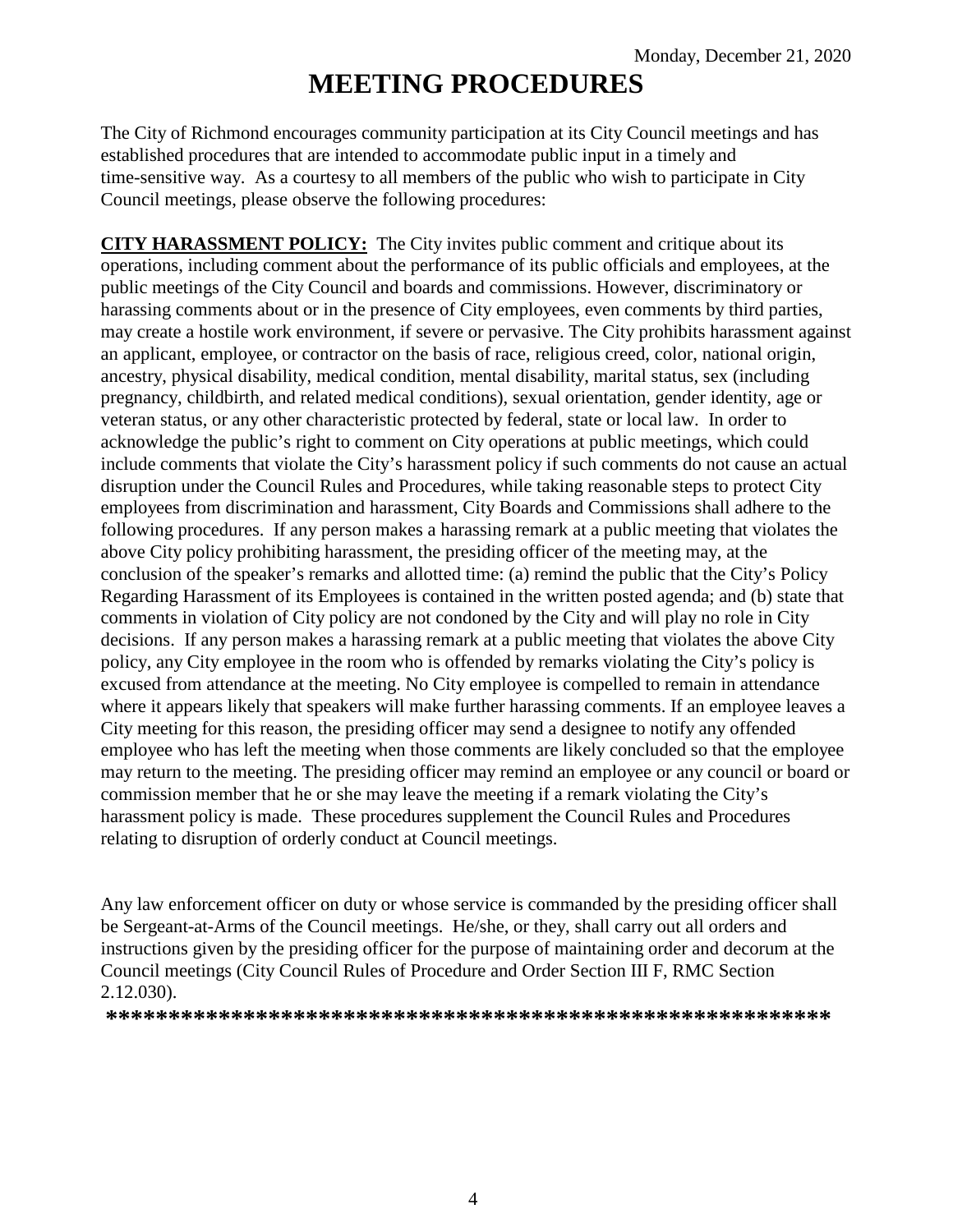Monday, December 21, 2020

# MEETING PROCEDURES

The City of Richmond encourages community participation at its City Council meetings and has established procedures that are intended to accommodate public input in a timely and time-sensitive way. As a courtesy to all members of the public who wish to participate in City Council meetings, please observe the following procedures:

**CITY HARASSMENT POLICY:** The City invites public comment and critique about its operations, including comment about the performance of its public officials and employees, at the public meetings of the City Council and boards and commissions. However, discriminatory or harassing comments about or in the presence of City employees, even comments by third parties, may create a hostile work environment, if severe or pervasive. The City prohibits harassment against an applicant, employee, or contractor on the basis of race, religious creed, color, national origin, ancestry, physical disability, medical condition, mental disability, marital status, sex (including pregnancy, childbirth, and related medical conditions), sexual orientation, gender identity, age or veteran status, or any other characteristic protected by federal, state or local law. In order to acknowledge the public's right to comment on City operations at public meetings, which could include comments that violate the City's harassment policy if such comments do not cause an actual disruption under the Council Rules and Procedures, while taking reasonable steps to protect City employees from discrimination and harassment, City Boards and Commissions shall adhere to the following procedures. If any person makes a harassing remark at a public meeting that violates the above City policy prohibiting harassment, the presiding officer of the meeting may, at the conclusion of the speaker's remarks and allotted time: (a) remind the public that the City's Policy Regarding Harassment of its Employees is contained in the written posted agenda; and (b) state that comments in violation of City policy are not condoned by the City and will play no role in City decisions. If any person makes a harassing remark at a public meeting that violates the above City policy, any City employee in the room who is offended by remarks violating the City's policy is excused from attendance at the meeting. No City employee is compelled to remain in attendance where it appears likely that speakers will make further harassing comments. If an employee leaves a City meeting for this reason, the presiding officer may send a designee to notify any offended employee who has left the meeting when those comments are likely concluded so that the employee may return to the meeting. The presiding officer may remind an employee or any council or board or commission member that he or she may leave the meeting if a remark violating the City's harassment policy is made. These procedures supplement the Council Rules and Procedures relating to disruption of orderly conduct at Council meetings.

Any law enforcement officer on duty or whose service is commanded by the presiding officer shall be Sergeant-at-Arms of the Council meetings. He/she, or they, shall carry out all orders and instructions given by the presiding officer for the purpose of maintaining order and decorum at the Council meetings (City Council Rules of Procedure and Order Section III F, RMC Section 2.12.030).

**********************************************************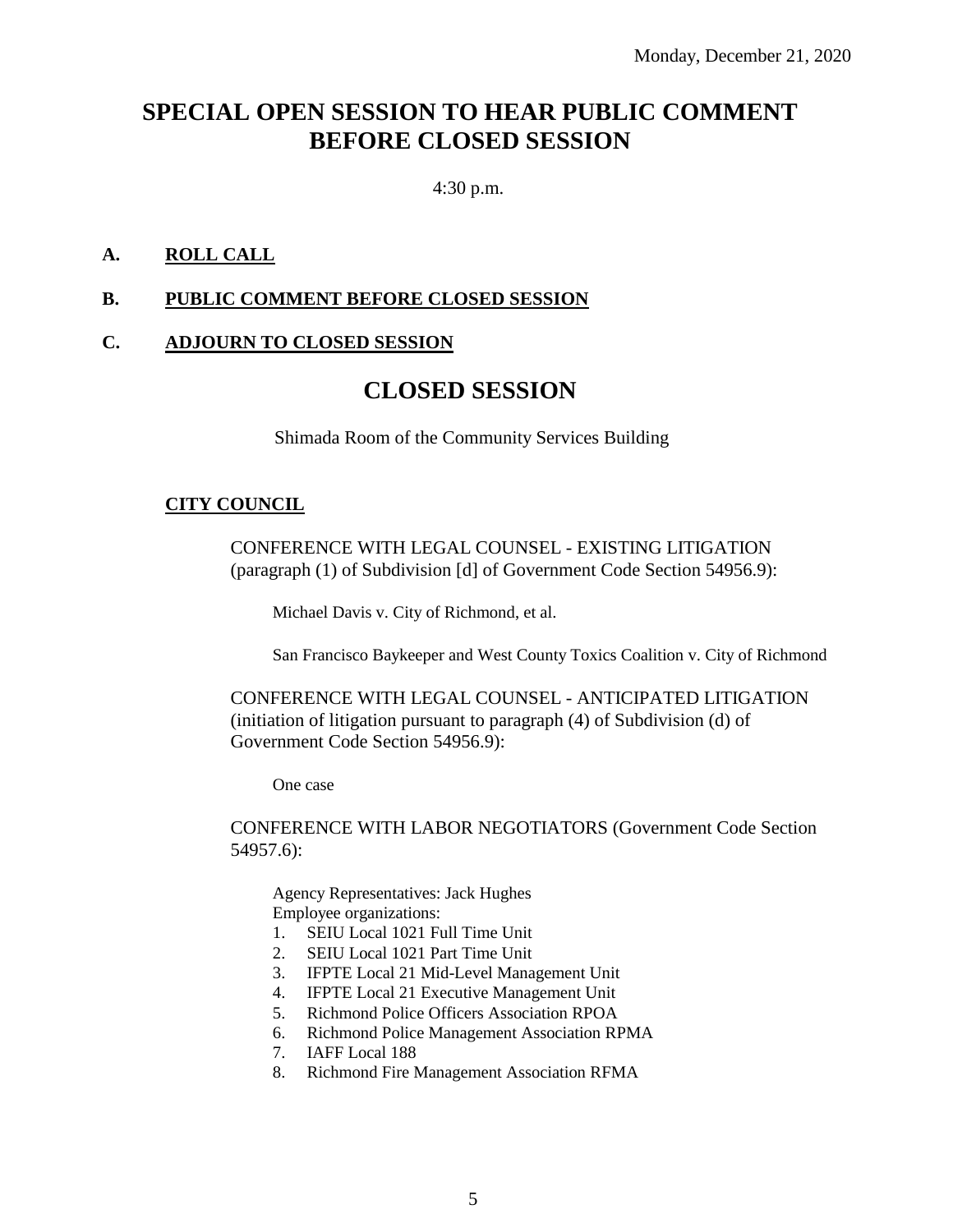Monday, December 21, 2020

# SPECIAL OPEN SESSION TO HEAR PUBLIC COMMENT BEFORE CLOSED SESSION

4:30 p.m.

**A. ROLL CALL**

**B. PUBLIC COMMENT BEFORE CLOSED SESSION**

**C. ADJOURN TO CLOSED SESSION**

# CLOSED SESSION

Shimada Room of the Community Services Building

**CITY COUNCIL**

CONFERENCE WITH LEGAL COUNSEL - EXISTING LITIGATION (paragraph (1) of Subdivision [d] of Government Code Section 54956.9):

Michael Davis v. City of Richmond, et al.

San Francisco Baykeeper and West County Toxics Coalition v. City of Richmond

CONFERENCE WITH LEGAL COUNSEL - ANTICIPATED LITIGATION (initiation of litigation pursuant to paragraph (4) of Subdivision (d) of Government Code Section 54956.9):

One case

CONFERENCE WITH LABOR NEGOTIATORS (Government Code Section 54957.6):

Agency Representatives: Jack Hughes
Employee organizations:

1. SEIU Local 1021 Full Time Unit
2. SEIU Local 1021 Part Time Unit
3. IFPTE Local 21 Mid-Level Management Unit
4. IFPTE Local 21 Executive Management Unit
5. Richmond Police Officers Association RPOA
6. Richmond Police Management Association RPMA
7. IAFF Local 188
8. Richmond Fire Management Association RFMA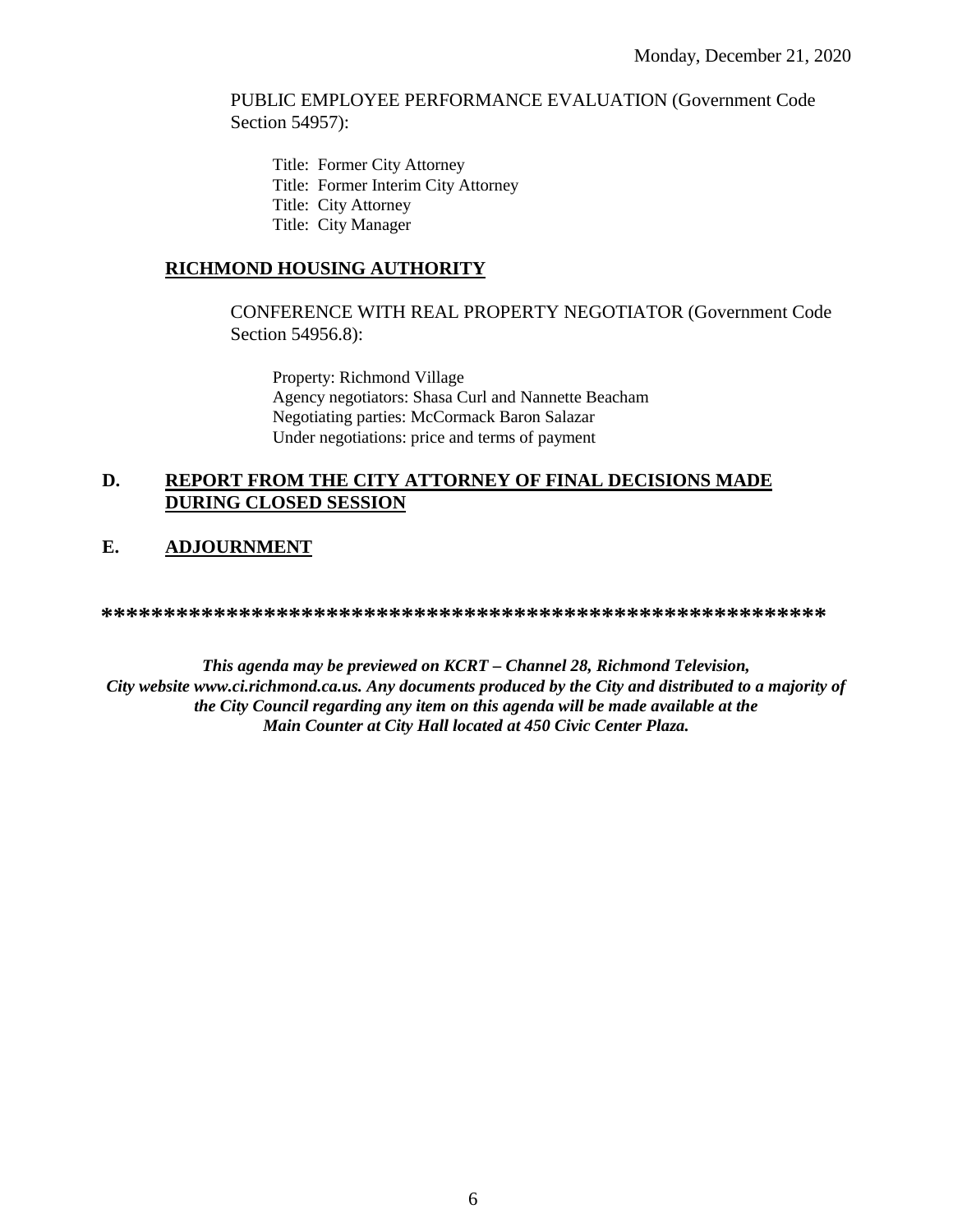PUBLIC EMPLOYEE PERFORMANCE EVALUATION (Government Code Section 54957):

Title: Former City Attorney
Title: Former Interim City Attorney
Title: City Attorney
Title: City Manager

**RICHMOND HOUSING AUTHORITY**

CONFERENCE WITH REAL PROPERTY NEGOTIATOR (Government Code Section 54956.8):

Property: Richmond Village
Agency negotiators: Shasa Curl and Nannette Beacham
Negotiating parties: McCormack Baron Salazar
Under negotiations: price and terms of payment

**D. REPORT FROM THE CITY ATTORNEY OF FINAL DECISIONS MADE DURING CLOSED SESSION**

**E. ADJOURNMENT**

**********************************************************

***This agenda may be previewed on KCRT – Channel 28, Richmond Television, City website www.ci.richmond.ca.us. Any documents produced by the City and distributed to a majority of the City Council regarding any item on this agenda will be made available at the Main Counter at City Hall located at 450 Civic Center Plaza.***